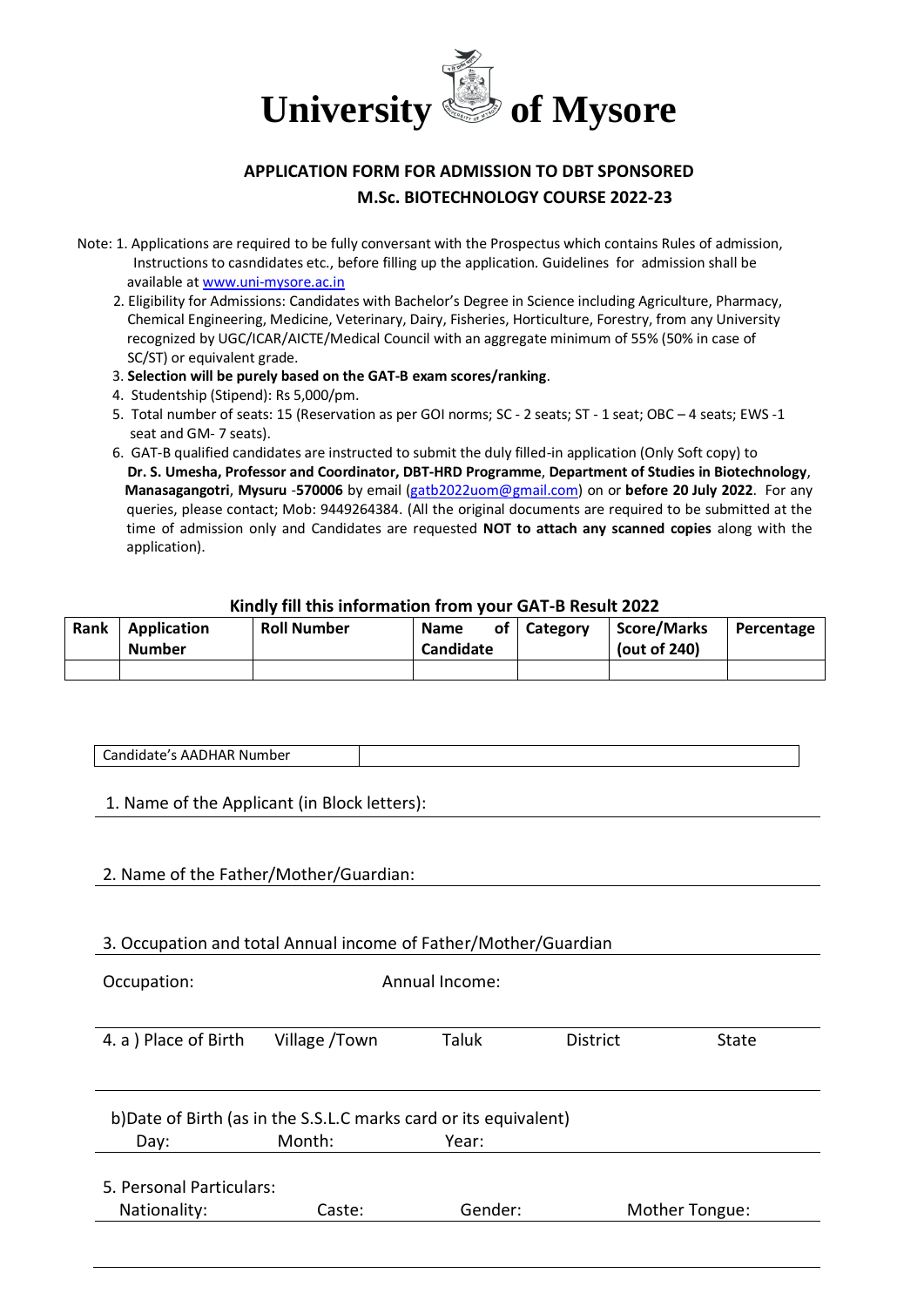# University of Mysore

## APPLICATION FORM FOR ADMISSION TO DBT SPONSORED M.Sc. BIOTECHNOLOGY COURSE 2022-23

Note: 1. Applications are required to be fully conversant with the Prospectus which contains Rules of admission, Instructions to casndidates etc., before filling up the application. Guidelines for admission shall be available at www.uni-mysore.ac.in

2. Eligibility for Admissions: Candidates with Bachelor's Degree in Science including Agriculture, Pharmacy, Chemical Engineering, Medicine, Veterinary, Dairy, Fisheries, Horticulture, Forestry, from any University recognized by UGC/ICAR/AICTE/Medical Council with an aggregate minimum of 55% (50% in case of SC/ST) or equivalent grade.

3. **Selection will be purely based on the GAT-B exam scores/ranking**.

4. Studentship (Stipend): Rs 5,000/pm.

5. Total number of seats: 15 (Reservation as per GOI norms; SC - 2 seats; ST - 1 seat; OBC – 4 seats; EWS -1 seat and GM- 7 seats).

6. GAT-B qualified candidates are instructed to submit the duly filled-in application (Only Soft copy) to **Dr. S. Umesha, Professor and Coordinator, DBT-HRD Programme**, **Department of Studies in Biotechnology**, **Manasagangotri**, **Mysuru -570006** by email (gatb2022uom@gmail.com) on or **before 20 July 2022**. For any queries, please contact; Mob: 9449264384. (All the original documents are required to be submitted at the time of admission only and Candidates are requested **NOT to attach any scanned copies** along with the application).

**Kindly fill this information from your GAT-B Result 2022**

| Rank | Application Number | Roll Number | Name of Candidate | Category | Score/Marks (out of 240) | Percentage |
|---|---|---|---|---|---|---|
| | | | | | | |

| Candidate's AADHAR Number | |
|---|---|

1. Name of the Applicant (in Block letters):

2. Name of the Father/Mother/Guardian:

3. Occupation and total Annual income of Father/Mother/Guardian

Occupation: Annual Income:

4. a ) Place of Birth Village /Town Taluk District State

b)Date of Birth (as in the S.S.L.C marks card or its equivalent)

Day: Month: Year:

5. Personal Particulars:

Nationality: Caste: Gender: Mother Tongue: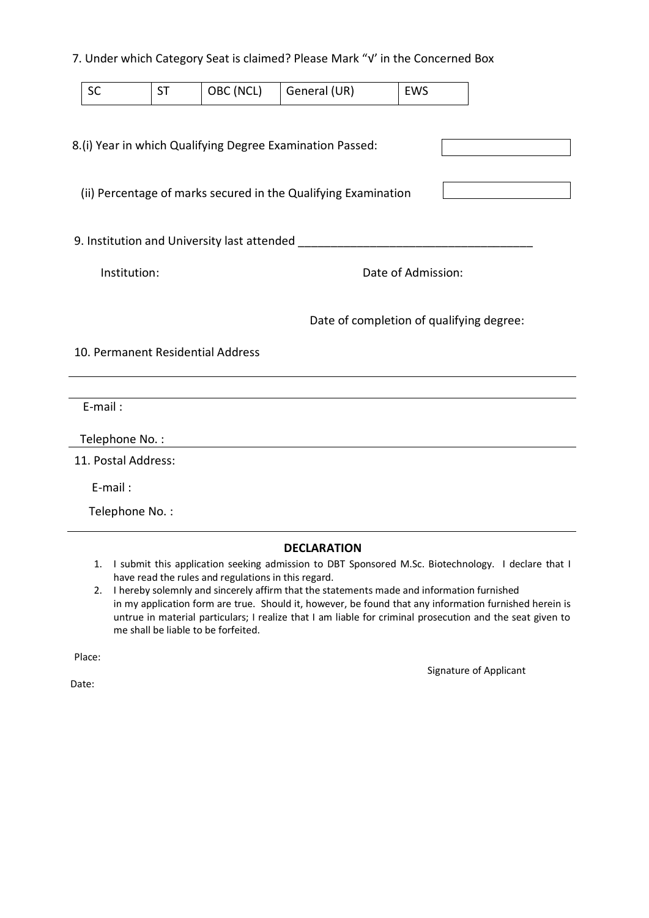7. Under which Category Seat is claimed? Please Mark "√' in the Concerned Box

| SC | ST | OBC (NCL) | General (UR) | EWS |
|---|---|---|---|---|

8.(i) Year in which Qualifying Degree Examination Passed:

(ii) Percentage of marks secured in the Qualifying Examination

9. Institution and University last attended ___________________________________

Institution: Date of Admission:

Date of completion of qualifying degree:

10. Permanent Residential Address

E-mail :

Telephone No. :

11. Postal Address:

E-mail :

Telephone No. :

**DECLARATION**

1. I submit this application seeking admission to DBT Sponsored M.Sc. Biotechnology. I declare that I have read the rules and regulations in this regard.
2. I hereby solemnly and sincerely affirm that the statements made and information furnished in my application form are true. Should it, however, be found that any information furnished herein is untrue in material particulars; I realize that I am liable for criminal prosecution and the seat given to me shall be liable to be forfeited.

Place:

Signature of Applicant

Date: